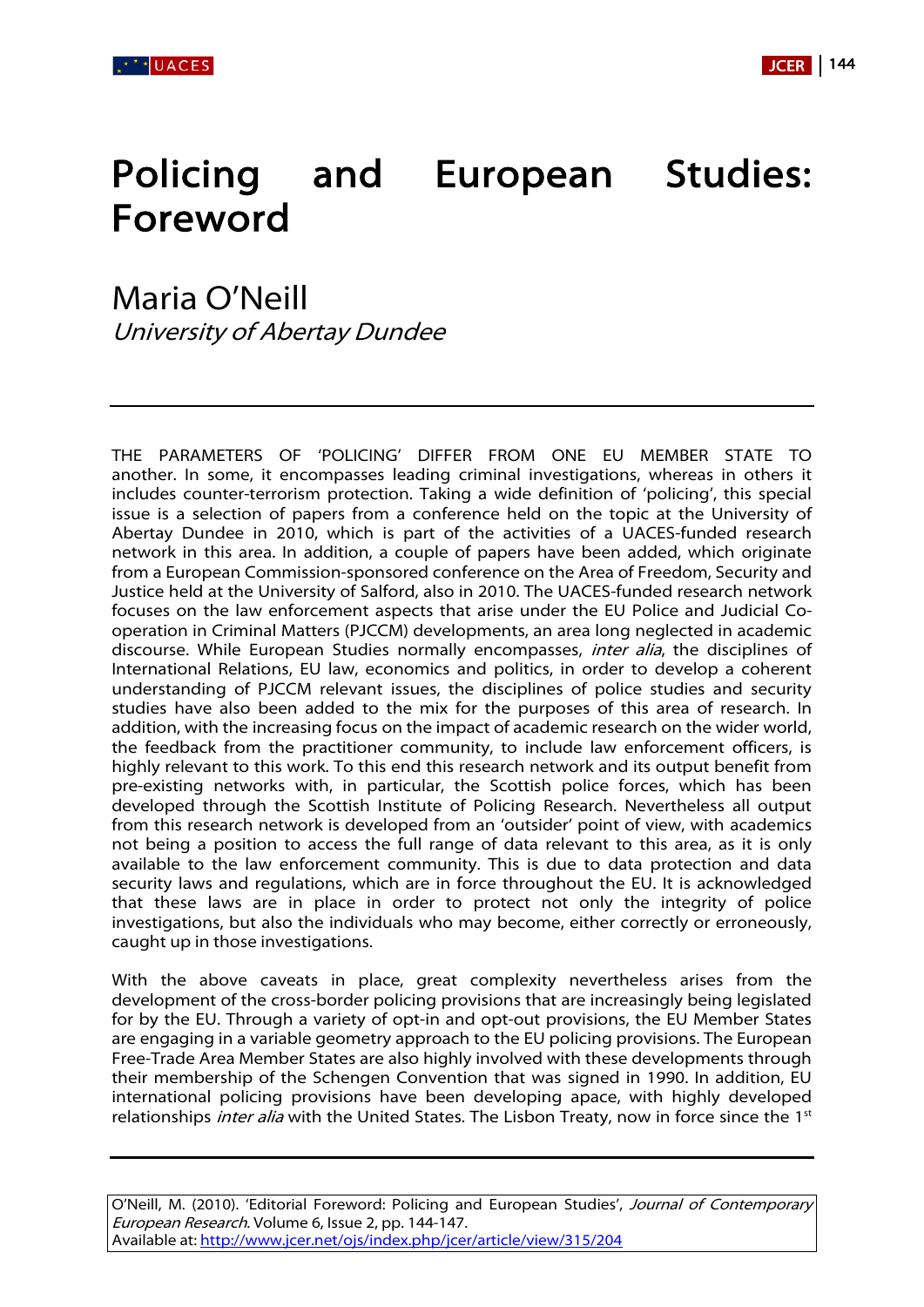# Policing and European Studies: Foreword

## Maria O'Neill

*University of Abertay Dundee*

---

THE PARAMETERS OF 'POLICING' DIFFER FROM ONE EU MEMBER STATE TO another. In some, it encompasses leading criminal investigations, whereas in others it includes counter-terrorism protection. Taking a wide definition of 'policing', this special issue is a selection of papers from a conference held on the topic at the University of Abertay Dundee in 2010, which is part of the activities of a UACES-funded research network in this area. In addition, a couple of papers have been added, which originate from a European Commission-sponsored conference on the Area of Freedom, Security and Justice held at the University of Salford, also in 2010. The UACES-funded research network focuses on the law enforcement aspects that arise under the EU Police and Judicial Co-operation in Criminal Matters (PJCCM) developments, an area long neglected in academic discourse. While European Studies normally encompasses, *inter alia*, the disciplines of International Relations, EU law, economics and politics, in order to develop a coherent understanding of PJCCM relevant issues, the disciplines of police studies and security studies have also been added to the mix for the purposes of this area of research. In addition, with the increasing focus on the impact of academic research on the wider world, the feedback from the practitioner community, to include law enforcement officers, is highly relevant to this work. To this end this research network and its output benefit from pre-existing networks with, in particular, the Scottish police forces, which has been developed through the Scottish Institute of Policing Research. Nevertheless all output from this research network is developed from an 'outsider' point of view, with academics not being a position to access the full range of data relevant to this area, as it is only available to the law enforcement community. This is due to data protection and data security laws and regulations, which are in force throughout the EU. It is acknowledged that these laws are in place in order to protect not only the integrity of police investigations, but also the individuals who may become, either correctly or erroneously, caught up in those investigations.

With the above caveats in place, great complexity nevertheless arises from the development of the cross-border policing provisions that are increasingly being legislated for by the EU. Through a variety of opt-in and opt-out provisions, the EU Member States are engaging in a variable geometry approach to the EU policing provisions. The European Free-Trade Area Member States are also highly involved with these developments through their membership of the Schengen Convention that was signed in 1990. In addition, EU international policing provisions have been developing apace, with highly developed relationships *inter alia* with the United States. The Lisbon Treaty, now in force since the 1[st]

---

O'Neill, M. (2010). 'Editorial Foreword: Policing and European Studies', *Journal of Contemporary European Research*. Volume 6, Issue 2, pp. 144-147.
Available at: http://www.jcer.net/ojs/index.php/jcer/article/view/315/204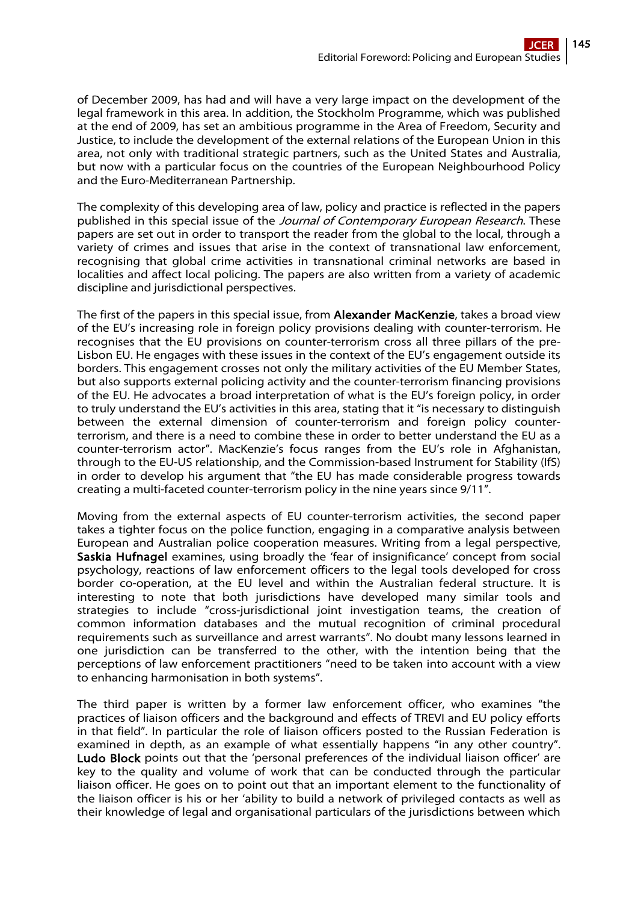of December 2009, has had and will have a very large impact on the development of the legal framework in this area. In addition, the Stockholm Programme, which was published at the end of 2009, has set an ambitious programme in the Area of Freedom, Security and Justice, to include the development of the external relations of the European Union in this area, not only with traditional strategic partners, such as the United States and Australia, but now with a particular focus on the countries of the European Neighbourhood Policy and the Euro-Mediterranean Partnership.

The complexity of this developing area of law, policy and practice is reflected in the papers published in this special issue of the *Journal of Contemporary European Research*. These papers are set out in order to transport the reader from the global to the local, through a variety of crimes and issues that arise in the context of transnational law enforcement, recognising that global crime activities in transnational criminal networks are based in localities and affect local policing. The papers are also written from a variety of academic discipline and jurisdictional perspectives.

The first of the papers in this special issue, from **Alexander MacKenzie**, takes a broad view of the EU's increasing role in foreign policy provisions dealing with counter-terrorism. He recognises that the EU provisions on counter-terrorism cross all three pillars of the pre-Lisbon EU. He engages with these issues in the context of the EU's engagement outside its borders. This engagement crosses not only the military activities of the EU Member States, but also supports external policing activity and the counter-terrorism financing provisions of the EU. He advocates a broad interpretation of what is the EU's foreign policy, in order to truly understand the EU's activities in this area, stating that it "is necessary to distinguish between the external dimension of counter-terrorism and foreign policy counter-terrorism, and there is a need to combine these in order to better understand the EU as a counter-terrorism actor". MacKenzie's focus ranges from the EU's role in Afghanistan, through to the EU-US relationship, and the Commission-based Instrument for Stability (IfS) in order to develop his argument that "the EU has made considerable progress towards creating a multi-faceted counter-terrorism policy in the nine years since 9/11".

Moving from the external aspects of EU counter-terrorism activities, the second paper takes a tighter focus on the police function, engaging in a comparative analysis between European and Australian police cooperation measures. Writing from a legal perspective, **Saskia Hufnagel** examines, using broadly the 'fear of insignificance' concept from social psychology, reactions of law enforcement officers to the legal tools developed for cross border co-operation, at the EU level and within the Australian federal structure. It is interesting to note that both jurisdictions have developed many similar tools and strategies to include "cross-jurisdictional joint investigation teams, the creation of common information databases and the mutual recognition of criminal procedural requirements such as surveillance and arrest warrants". No doubt many lessons learned in one jurisdiction can be transferred to the other, with the intention being that the perceptions of law enforcement practitioners "need to be taken into account with a view to enhancing harmonisation in both systems".

The third paper is written by a former law enforcement officer, who examines "the practices of liaison officers and the background and effects of TREVI and EU policy efforts in that field". In particular the role of liaison officers posted to the Russian Federation is examined in depth, as an example of what essentially happens "in any other country". **Ludo Block** points out that the 'personal preferences of the individual liaison officer' are key to the quality and volume of work that can be conducted through the particular liaison officer. He goes on to point out that an important element to the functionality of the liaison officer is his or her 'ability to build a network of privileged contacts as well as their knowledge of legal and organisational particulars of the jurisdictions between which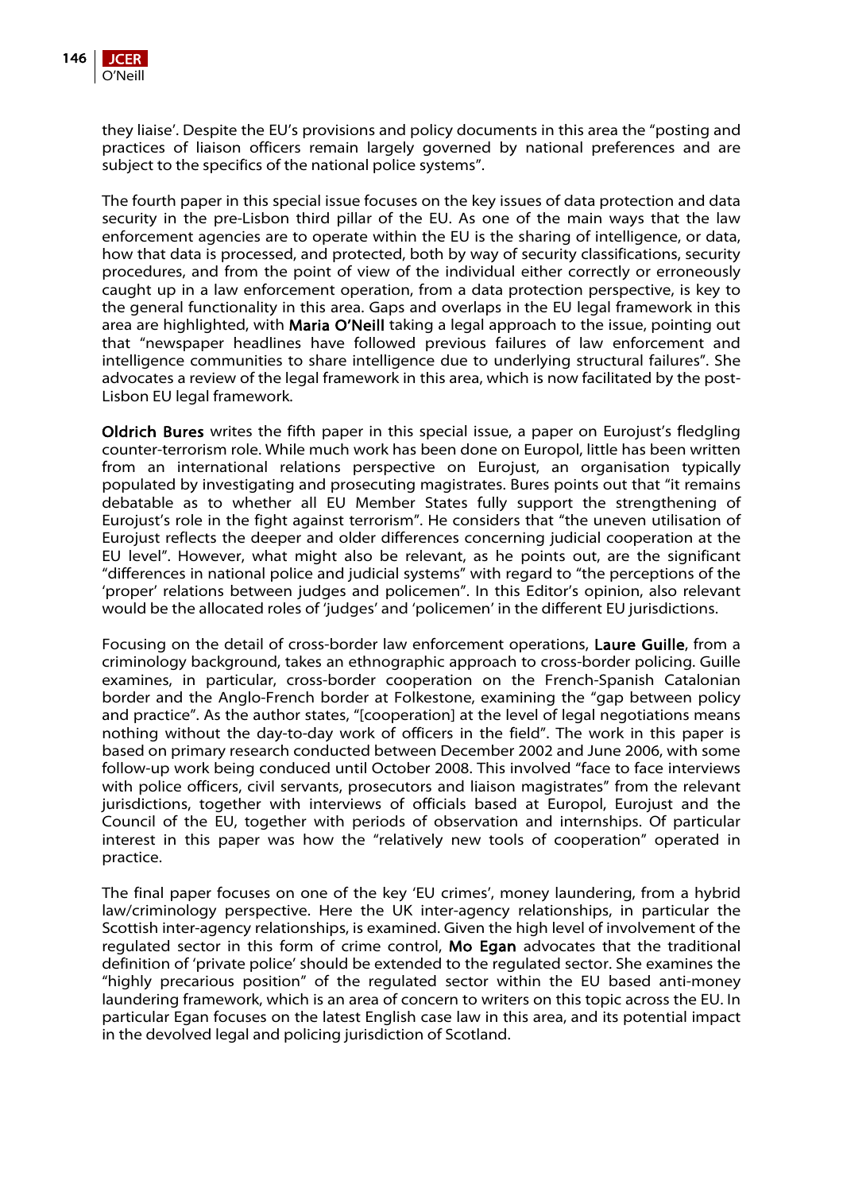they liaise'. Despite the EU's provisions and policy documents in this area the "posting and practices of liaison officers remain largely governed by national preferences and are subject to the specifics of the national police systems".

The fourth paper in this special issue focuses on the key issues of data protection and data security in the pre-Lisbon third pillar of the EU. As one of the main ways that the law enforcement agencies are to operate within the EU is the sharing of intelligence, or data, how that data is processed, and protected, both by way of security classifications, security procedures, and from the point of view of the individual either correctly or erroneously caught up in a law enforcement operation, from a data protection perspective, is key to the general functionality in this area. Gaps and overlaps in the EU legal framework in this area are highlighted, with **Maria O'Neill** taking a legal approach to the issue, pointing out that "newspaper headlines have followed previous failures of law enforcement and intelligence communities to share intelligence due to underlying structural failures". She advocates a review of the legal framework in this area, which is now facilitated by the post-Lisbon EU legal framework.

**Oldrich Bures** writes the fifth paper in this special issue, a paper on Eurojust's fledgling counter-terrorism role. While much work has been done on Europol, little has been written from an international relations perspective on Eurojust, an organisation typically populated by investigating and prosecuting magistrates. Bures points out that "it remains debatable as to whether all EU Member States fully support the strengthening of Eurojust's role in the fight against terrorism". He considers that "the uneven utilisation of Eurojust reflects the deeper and older differences concerning judicial cooperation at the EU level". However, what might also be relevant, as he points out, are the significant "differences in national police and judicial systems" with regard to "the perceptions of the 'proper' relations between judges and policemen". In this Editor's opinion, also relevant would be the allocated roles of 'judges' and 'policemen' in the different EU jurisdictions.

Focusing on the detail of cross-border law enforcement operations, **Laure Guille**, from a criminology background, takes an ethnographic approach to cross-border policing. Guille examines, in particular, cross-border cooperation on the French-Spanish Catalonian border and the Anglo-French border at Folkestone, examining the "gap between policy and practice". As the author states, "[cooperation] at the level of legal negotiations means nothing without the day-to-day work of officers in the field". The work in this paper is based on primary research conducted between December 2002 and June 2006, with some follow-up work being conduced until October 2008. This involved "face to face interviews with police officers, civil servants, prosecutors and liaison magistrates" from the relevant jurisdictions, together with interviews of officials based at Europol, Eurojust and the Council of the EU, together with periods of observation and internships. Of particular interest in this paper was how the "relatively new tools of cooperation" operated in practice.

The final paper focuses on one of the key 'EU crimes', money laundering, from a hybrid law/criminology perspective. Here the UK inter-agency relationships, in particular the Scottish inter-agency relationships, is examined. Given the high level of involvement of the regulated sector in this form of crime control, **Mo Egan** advocates that the traditional definition of 'private police' should be extended to the regulated sector. She examines the "highly precarious position" of the regulated sector within the EU based anti-money laundering framework, which is an area of concern to writers on this topic across the EU. In particular Egan focuses on the latest English case law in this area, and its potential impact in the devolved legal and policing jurisdiction of Scotland.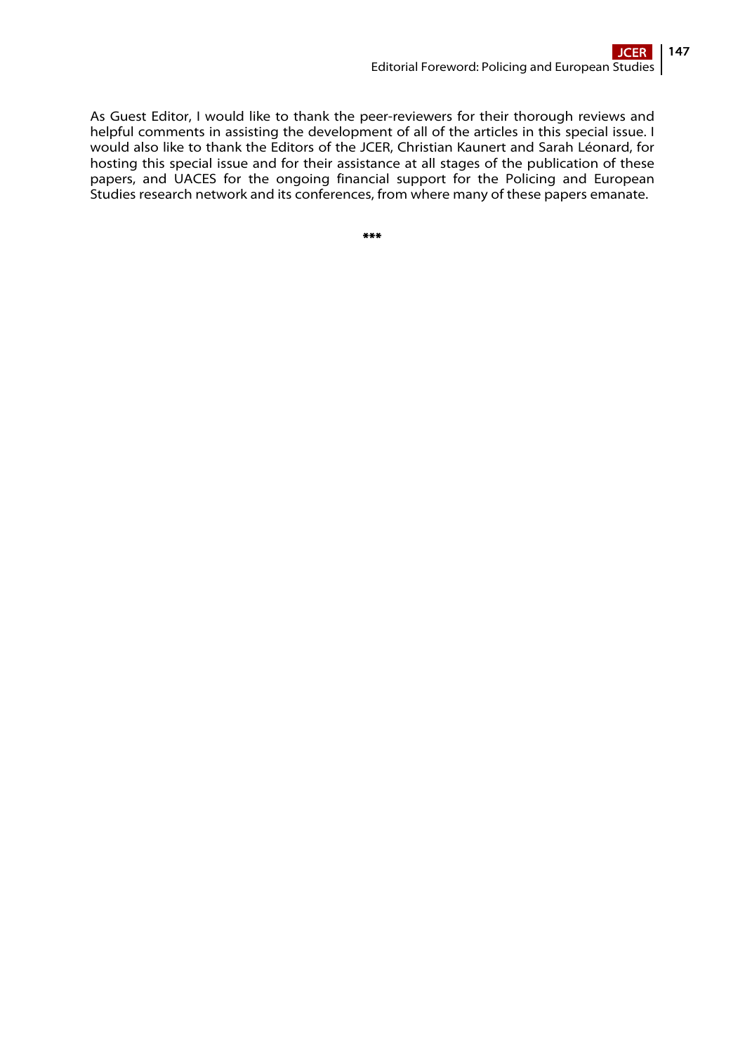As Guest Editor, I would like to thank the peer-reviewers for their thorough reviews and helpful comments in assisting the development of all of the articles in this special issue. I would also like to thank the Editors of the JCER, Christian Kaunert and Sarah Léonard, for hosting this special issue and for their assistance at all stages of the publication of these papers, and UACES for the ongoing financial support for the Policing and European Studies research network and its conferences, from where many of these papers emanate.

***